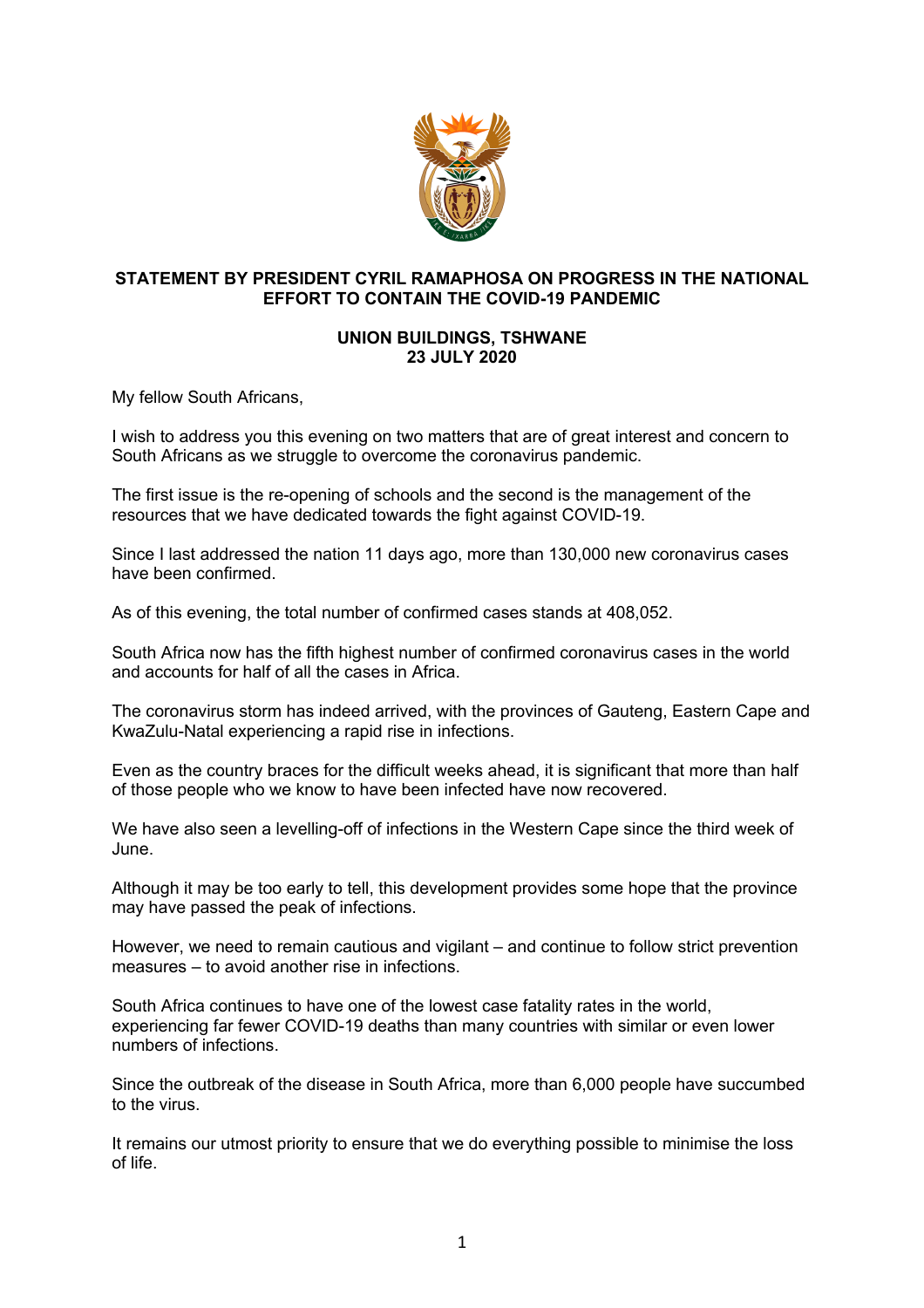# STATEMENT BY PRESIDENT CYRIL RAMAPHOSA ON PROGRESS IN THE NATIONAL EFFORT TO CONTAIN THE COVID-19 PANDEMIC

## UNION BUILDINGS, TSHWANE
## 23 JULY 2020

My fellow South Africans,

I wish to address you this evening on two matters that are of great interest and concern to South Africans as we struggle to overcome the coronavirus pandemic.

The first issue is the re-opening of schools and the second is the management of the resources that we have dedicated towards the fight against COVID-19.

Since I last addressed the nation 11 days ago, more than 130,000 new coronavirus cases have been confirmed.

As of this evening, the total number of confirmed cases stands at 408,052.

South Africa now has the fifth highest number of confirmed coronavirus cases in the world and accounts for half of all the cases in Africa.

The coronavirus storm has indeed arrived, with the provinces of Gauteng, Eastern Cape and KwaZulu-Natal experiencing a rapid rise in infections.

Even as the country braces for the difficult weeks ahead, it is significant that more than half of those people who we know to have been infected have now recovered.

We have also seen a levelling-off of infections in the Western Cape since the third week of June.

Although it may be too early to tell, this development provides some hope that the province may have passed the peak of infections.

However, we need to remain cautious and vigilant – and continue to follow strict prevention measures – to avoid another rise in infections.

South Africa continues to have one of the lowest case fatality rates in the world, experiencing far fewer COVID-19 deaths than many countries with similar or even lower numbers of infections.

Since the outbreak of the disease in South Africa, more than 6,000 people have succumbed to the virus.

It remains our utmost priority to ensure that we do everything possible to minimise the loss of life.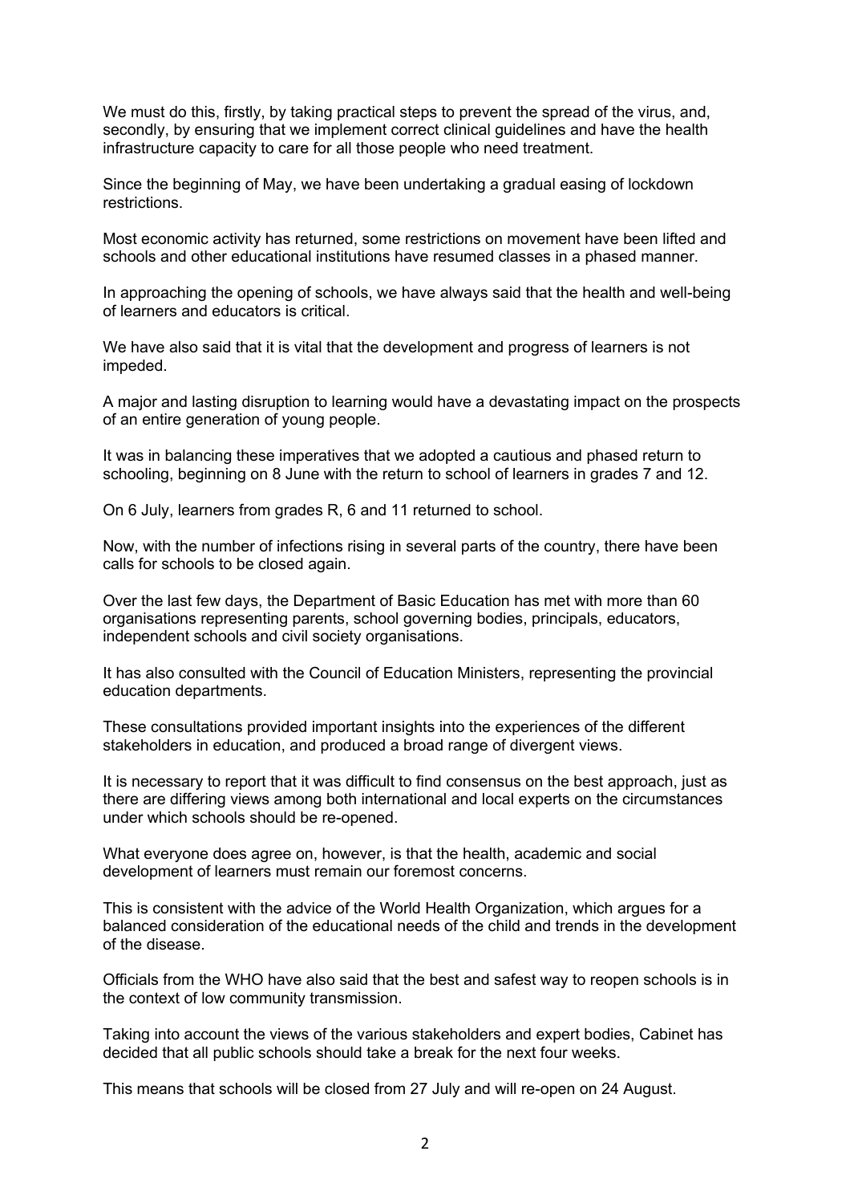We must do this, firstly, by taking practical steps to prevent the spread of the virus, and, secondly, by ensuring that we implement correct clinical guidelines and have the health infrastructure capacity to care for all those people who need treatment.

Since the beginning of May, we have been undertaking a gradual easing of lockdown restrictions.

Most economic activity has returned, some restrictions on movement have been lifted and schools and other educational institutions have resumed classes in a phased manner.

In approaching the opening of schools, we have always said that the health and well-being of learners and educators is critical.

We have also said that it is vital that the development and progress of learners is not impeded.

A major and lasting disruption to learning would have a devastating impact on the prospects of an entire generation of young people.

It was in balancing these imperatives that we adopted a cautious and phased return to schooling, beginning on 8 June with the return to school of learners in grades 7 and 12.

On 6 July, learners from grades R, 6 and 11 returned to school.

Now, with the number of infections rising in several parts of the country, there have been calls for schools to be closed again.

Over the last few days, the Department of Basic Education has met with more than 60 organisations representing parents, school governing bodies, principals, educators, independent schools and civil society organisations.

It has also consulted with the Council of Education Ministers, representing the provincial education departments.

These consultations provided important insights into the experiences of the different stakeholders in education, and produced a broad range of divergent views.

It is necessary to report that it was difficult to find consensus on the best approach, just as there are differing views among both international and local experts on the circumstances under which schools should be re-opened.

What everyone does agree on, however, is that the health, academic and social development of learners must remain our foremost concerns.

This is consistent with the advice of the World Health Organization, which argues for a balanced consideration of the educational needs of the child and trends in the development of the disease.

Officials from the WHO have also said that the best and safest way to reopen schools is in the context of low community transmission.

Taking into account the views of the various stakeholders and expert bodies, Cabinet has decided that all public schools should take a break for the next four weeks.

This means that schools will be closed from 27 July and will re-open on 24 August.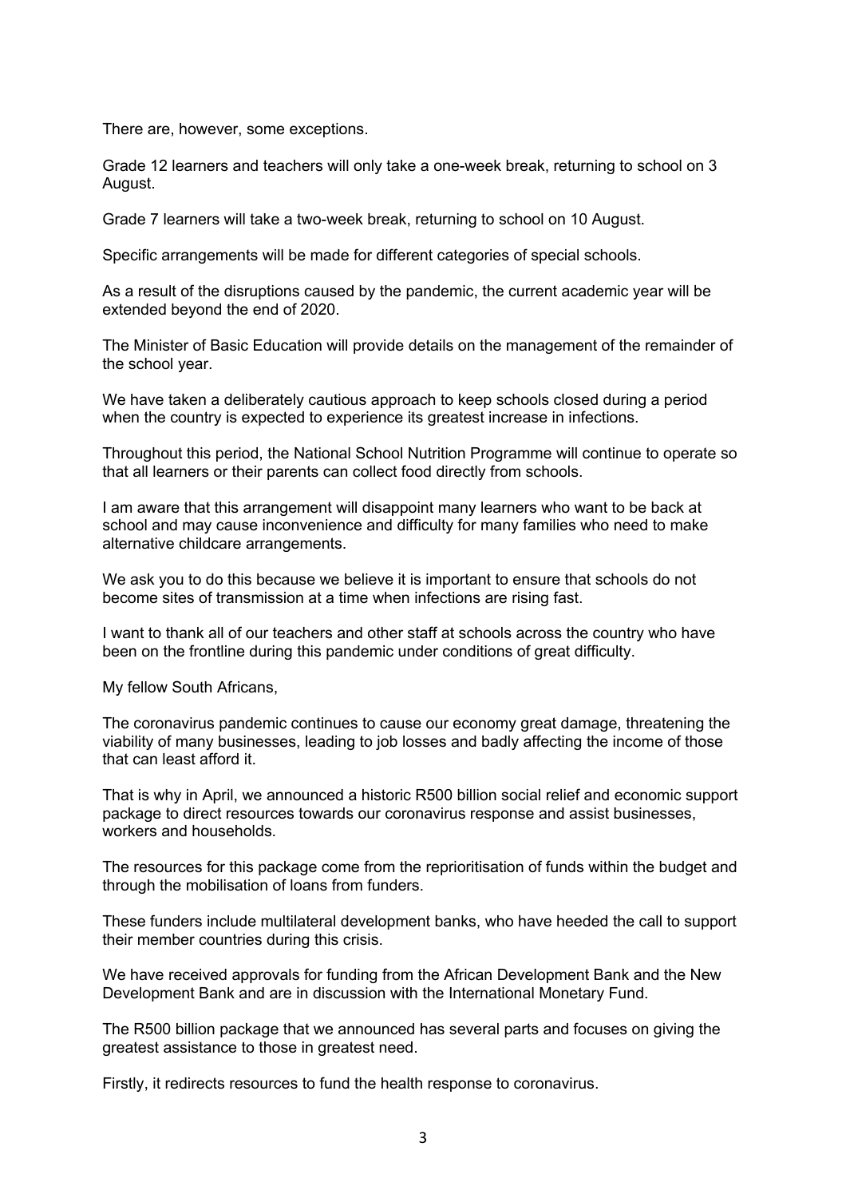There are, however, some exceptions.

Grade 12 learners and teachers will only take a one-week break, returning to school on 3 August.

Grade 7 learners will take a two-week break, returning to school on 10 August.

Specific arrangements will be made for different categories of special schools.

As a result of the disruptions caused by the pandemic, the current academic year will be extended beyond the end of 2020.

The Minister of Basic Education will provide details on the management of the remainder of the school year.

We have taken a deliberately cautious approach to keep schools closed during a period when the country is expected to experience its greatest increase in infections.

Throughout this period, the National School Nutrition Programme will continue to operate so that all learners or their parents can collect food directly from schools.

I am aware that this arrangement will disappoint many learners who want to be back at school and may cause inconvenience and difficulty for many families who need to make alternative childcare arrangements.

We ask you to do this because we believe it is important to ensure that schools do not become sites of transmission at a time when infections are rising fast.

I want to thank all of our teachers and other staff at schools across the country who have been on the frontline during this pandemic under conditions of great difficulty.

My fellow South Africans,

The coronavirus pandemic continues to cause our economy great damage, threatening the viability of many businesses, leading to job losses and badly affecting the income of those that can least afford it.

That is why in April, we announced a historic R500 billion social relief and economic support package to direct resources towards our coronavirus response and assist businesses, workers and households.

The resources for this package come from the reprioritisation of funds within the budget and through the mobilisation of loans from funders.

These funders include multilateral development banks, who have heeded the call to support their member countries during this crisis.

We have received approvals for funding from the African Development Bank and the New Development Bank and are in discussion with the International Monetary Fund.

The R500 billion package that we announced has several parts and focuses on giving the greatest assistance to those in greatest need.

Firstly, it redirects resources to fund the health response to coronavirus.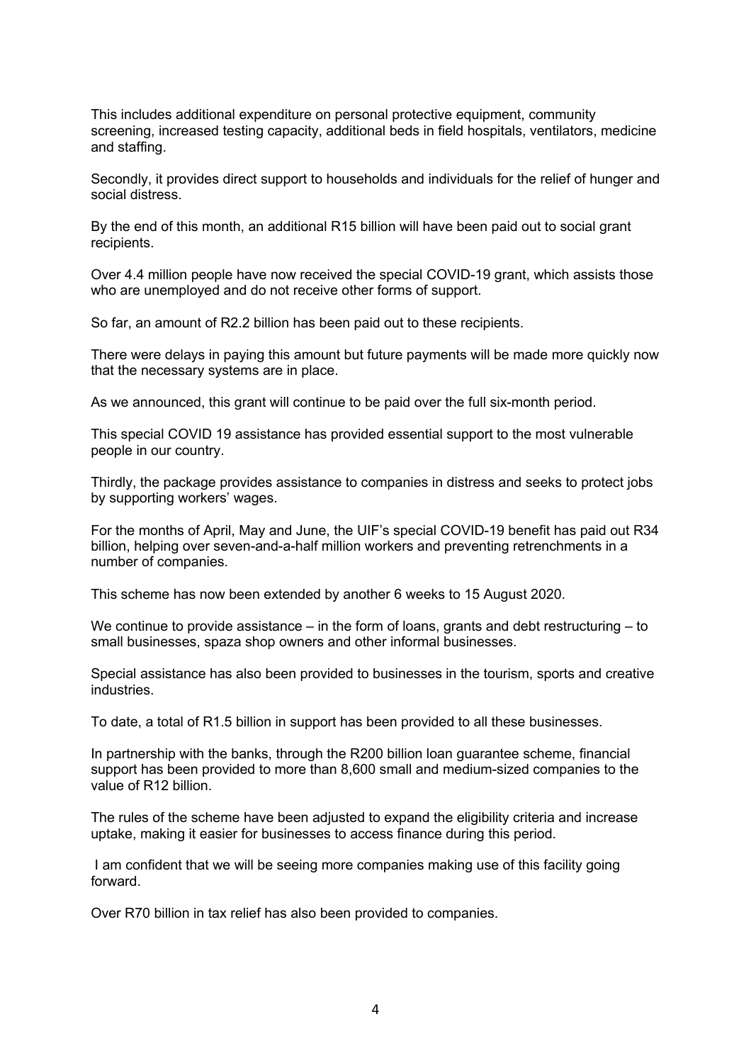This includes additional expenditure on personal protective equipment, community screening, increased testing capacity, additional beds in field hospitals, ventilators, medicine and staffing.

Secondly, it provides direct support to households and individuals for the relief of hunger and social distress.

By the end of this month, an additional R15 billion will have been paid out to social grant recipients.

Over 4.4 million people have now received the special COVID-19 grant, which assists those who are unemployed and do not receive other forms of support.

So far, an amount of R2.2 billion has been paid out to these recipients.

There were delays in paying this amount but future payments will be made more quickly now that the necessary systems are in place.

As we announced, this grant will continue to be paid over the full six-month period.

This special COVID 19 assistance has provided essential support to the most vulnerable people in our country.

Thirdly, the package provides assistance to companies in distress and seeks to protect jobs by supporting workers' wages.

For the months of April, May and June, the UIF's special COVID-19 benefit has paid out R34 billion, helping over seven-and-a-half million workers and preventing retrenchments in a number of companies.

This scheme has now been extended by another 6 weeks to 15 August 2020.

We continue to provide assistance – in the form of loans, grants and debt restructuring – to small businesses, spaza shop owners and other informal businesses.

Special assistance has also been provided to businesses in the tourism, sports and creative industries.

To date, a total of R1.5 billion in support has been provided to all these businesses.

In partnership with the banks, through the R200 billion loan guarantee scheme, financial support has been provided to more than 8,600 small and medium-sized companies to the value of R12 billion.

The rules of the scheme have been adjusted to expand the eligibility criteria and increase uptake, making it easier for businesses to access finance during this period.

I am confident that we will be seeing more companies making use of this facility going forward.

Over R70 billion in tax relief has also been provided to companies.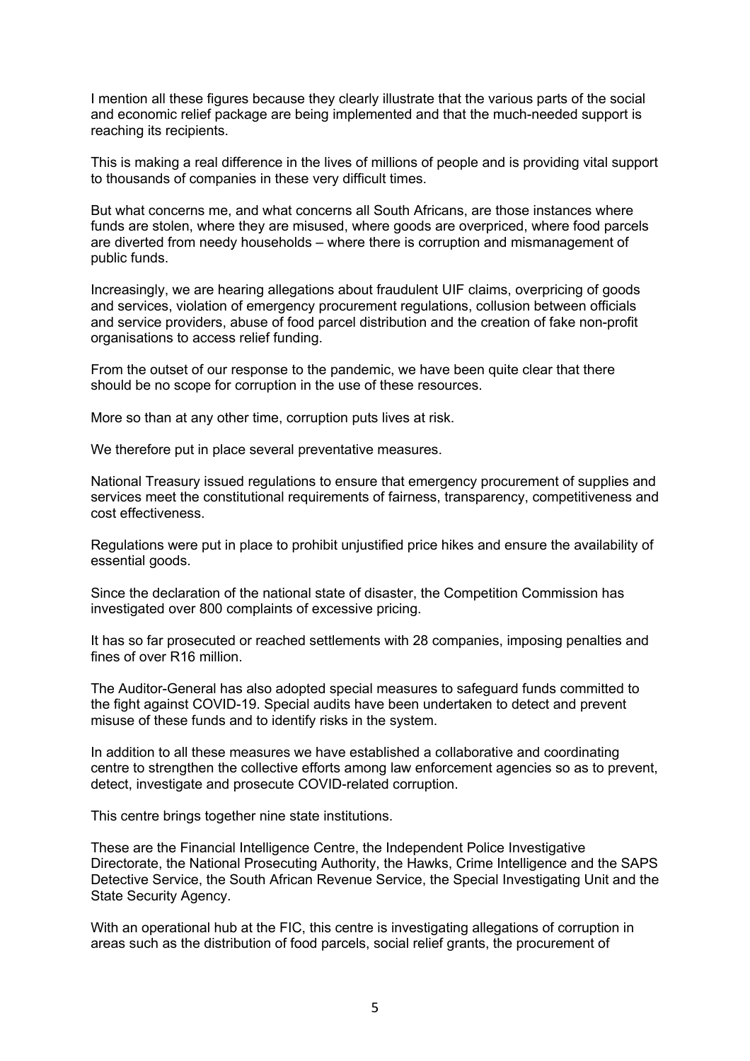I mention all these figures because they clearly illustrate that the various parts of the social and economic relief package are being implemented and that the much-needed support is reaching its recipients.

This is making a real difference in the lives of millions of people and is providing vital support to thousands of companies in these very difficult times.

But what concerns me, and what concerns all South Africans, are those instances where funds are stolen, where they are misused, where goods are overpriced, where food parcels are diverted from needy households – where there is corruption and mismanagement of public funds.

Increasingly, we are hearing allegations about fraudulent UIF claims, overpricing of goods and services, violation of emergency procurement regulations, collusion between officials and service providers, abuse of food parcel distribution and the creation of fake non-profit organisations to access relief funding.

From the outset of our response to the pandemic, we have been quite clear that there should be no scope for corruption in the use of these resources.

More so than at any other time, corruption puts lives at risk.

We therefore put in place several preventative measures.

National Treasury issued regulations to ensure that emergency procurement of supplies and services meet the constitutional requirements of fairness, transparency, competitiveness and cost effectiveness.

Regulations were put in place to prohibit unjustified price hikes and ensure the availability of essential goods.

Since the declaration of the national state of disaster, the Competition Commission has investigated over 800 complaints of excessive pricing.

It has so far prosecuted or reached settlements with 28 companies, imposing penalties and fines of over R16 million.

The Auditor-General has also adopted special measures to safeguard funds committed to the fight against COVID-19. Special audits have been undertaken to detect and prevent misuse of these funds and to identify risks in the system.

In addition to all these measures we have established a collaborative and coordinating centre to strengthen the collective efforts among law enforcement agencies so as to prevent, detect, investigate and prosecute COVID-related corruption.

This centre brings together nine state institutions.

These are the Financial Intelligence Centre, the Independent Police Investigative Directorate, the National Prosecuting Authority, the Hawks, Crime Intelligence and the SAPS Detective Service, the South African Revenue Service, the Special Investigating Unit and the State Security Agency.

With an operational hub at the FIC, this centre is investigating allegations of corruption in areas such as the distribution of food parcels, social relief grants, the procurement of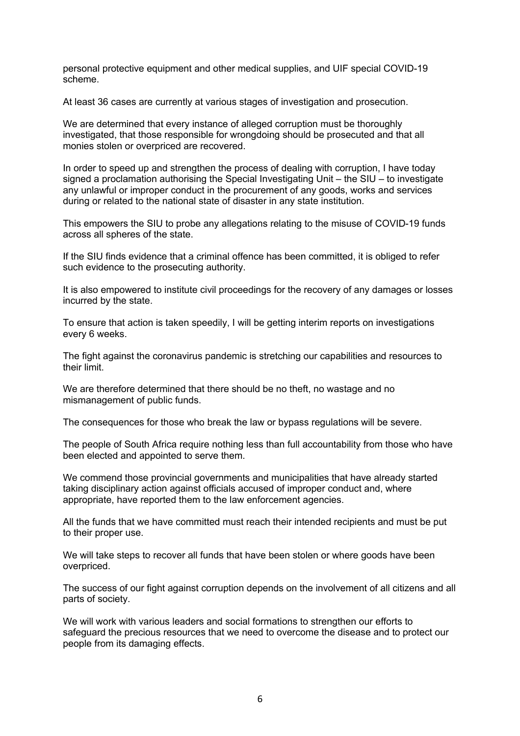personal protective equipment and other medical supplies, and UIF special COVID-19 scheme.

At least 36 cases are currently at various stages of investigation and prosecution.

We are determined that every instance of alleged corruption must be thoroughly investigated, that those responsible for wrongdoing should be prosecuted and that all monies stolen or overpriced are recovered.

In order to speed up and strengthen the process of dealing with corruption, I have today signed a proclamation authorising the Special Investigating Unit – the SIU – to investigate any unlawful or improper conduct in the procurement of any goods, works and services during or related to the national state of disaster in any state institution.

This empowers the SIU to probe any allegations relating to the misuse of COVID-19 funds across all spheres of the state.

If the SIU finds evidence that a criminal offence has been committed, it is obliged to refer such evidence to the prosecuting authority.

It is also empowered to institute civil proceedings for the recovery of any damages or losses incurred by the state.

To ensure that action is taken speedily, I will be getting interim reports on investigations every 6 weeks.

The fight against the coronavirus pandemic is stretching our capabilities and resources to their limit.

We are therefore determined that there should be no theft, no wastage and no mismanagement of public funds.

The consequences for those who break the law or bypass regulations will be severe.

The people of South Africa require nothing less than full accountability from those who have been elected and appointed to serve them.

We commend those provincial governments and municipalities that have already started taking disciplinary action against officials accused of improper conduct and, where appropriate, have reported them to the law enforcement agencies.

All the funds that we have committed must reach their intended recipients and must be put to their proper use.

We will take steps to recover all funds that have been stolen or where goods have been overpriced.

The success of our fight against corruption depends on the involvement of all citizens and all parts of society.

We will work with various leaders and social formations to strengthen our efforts to safeguard the precious resources that we need to overcome the disease and to protect our people from its damaging effects.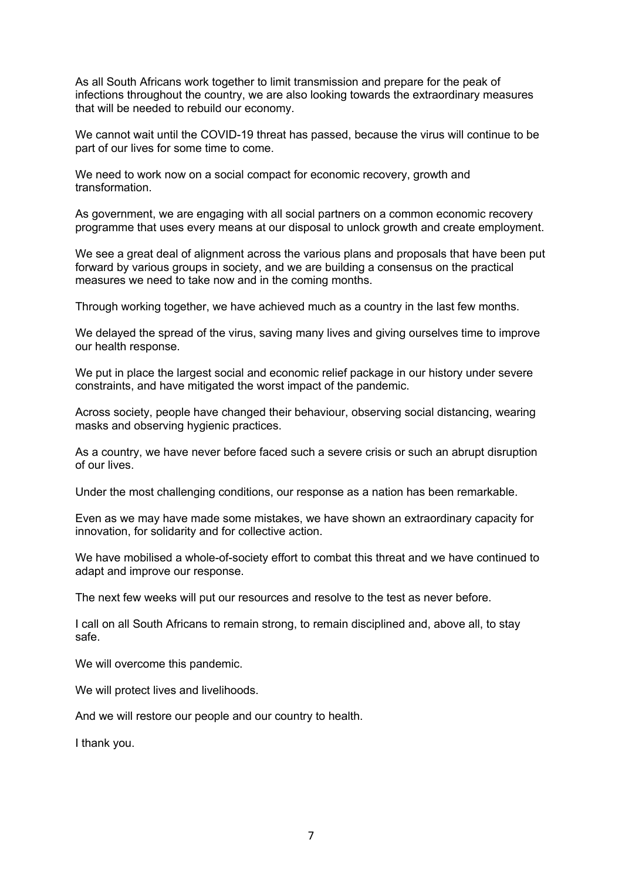As all South Africans work together to limit transmission and prepare for the peak of infections throughout the country, we are also looking towards the extraordinary measures that will be needed to rebuild our economy.

We cannot wait until the COVID-19 threat has passed, because the virus will continue to be part of our lives for some time to come.

We need to work now on a social compact for economic recovery, growth and transformation.

As government, we are engaging with all social partners on a common economic recovery programme that uses every means at our disposal to unlock growth and create employment.

We see a great deal of alignment across the various plans and proposals that have been put forward by various groups in society, and we are building a consensus on the practical measures we need to take now and in the coming months.

Through working together, we have achieved much as a country in the last few months.

We delayed the spread of the virus, saving many lives and giving ourselves time to improve our health response.

We put in place the largest social and economic relief package in our history under severe constraints, and have mitigated the worst impact of the pandemic.

Across society, people have changed their behaviour, observing social distancing, wearing masks and observing hygienic practices.

As a country, we have never before faced such a severe crisis or such an abrupt disruption of our lives.

Under the most challenging conditions, our response as a nation has been remarkable.

Even as we may have made some mistakes, we have shown an extraordinary capacity for innovation, for solidarity and for collective action.

We have mobilised a whole-of-society effort to combat this threat and we have continued to adapt and improve our response.

The next few weeks will put our resources and resolve to the test as never before.

I call on all South Africans to remain strong, to remain disciplined and, above all, to stay safe.

We will overcome this pandemic.

We will protect lives and livelihoods.

And we will restore our people and our country to health.

I thank you.